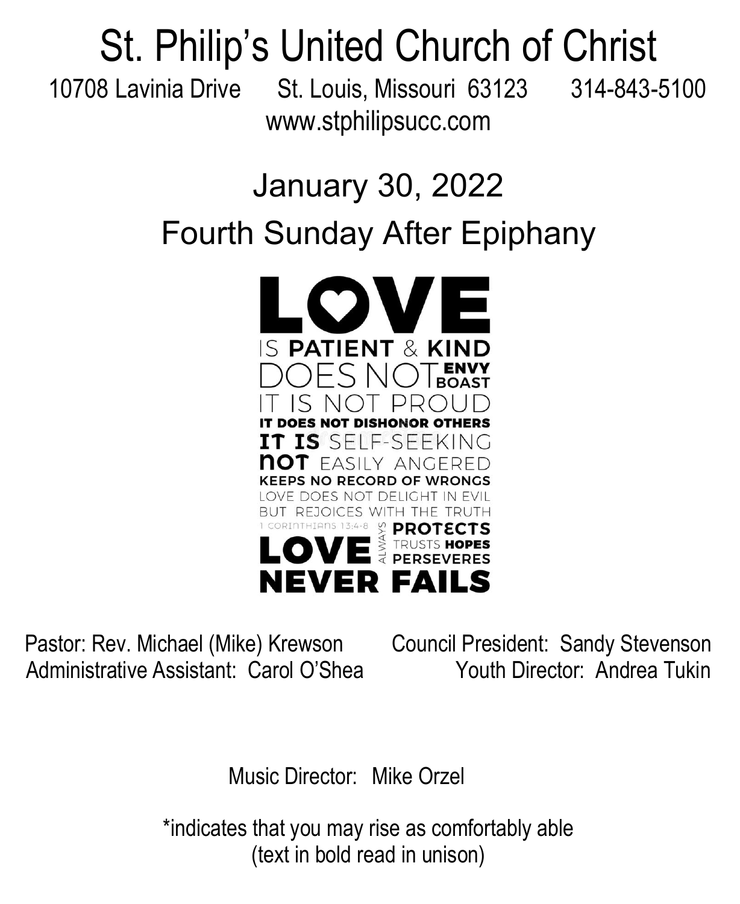# St. Philip's United Church of Christ

10708 Lavinia Drive St. Louis, Missouri 63123 314-843-5100

www.stphilipsucc.com

## January 30, 2022

## Fourth Sunday After Epiphany

LOVE
IS PATIENT & KIND
DOES NOT ENVY
BOAST
IT IS NOT PROUD
IT DOES NOT DISHONOR OTHERS
IT IS NOT SELF-SEEKING
NOT EASILY ANGERED
KEEPS NO RECORD OF WRONGS
LOVE DOES NOT DELIGHT IN EVIL
BUT REJOICES WITH THE TRUTH
ALWAYS PROTECTS
TRUSTS HOPES
PERSEVERES
LOVE NEVER FAILS
1 CORINTHIANS 13:4-8

Pastor: Rev. Michael (Mike) Krewson

Administrative Assistant: Carol O'Shea

Council President: Sandy Stevenson

Youth Director: Andrea Tukin

Music Director: Mike Orzel

*indicates that you may rise as comfortably able
(text in bold read in unison)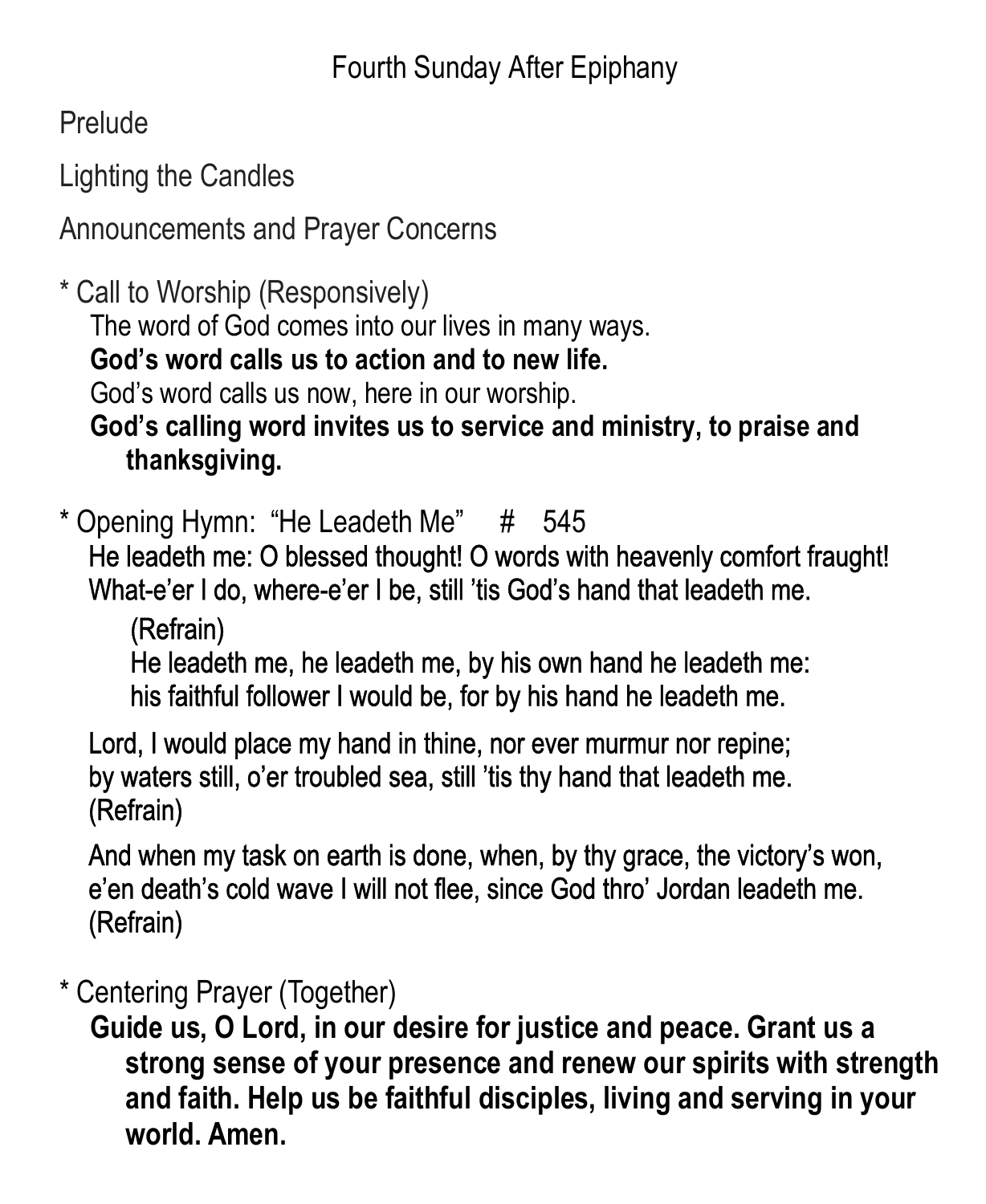# Fourth Sunday After Epiphany

Prelude

Lighting the Candles

Announcements and Prayer Concerns

* Call to Worship (Responsively)

The word of God comes into our lives in many ways.
**God's word calls us to action and to new life.**
God's word calls us now, here in our worship.
**God's calling word invites us to service and ministry, to praise and thanksgiving.**

* Opening Hymn: "He Leadeth Me" # 545

He leadeth me: O blessed thought! O words with heavenly comfort fraught!
What-e'er I do, where-e'er I be, still 'tis God's hand that leadeth me.

(Refrain)
He leadeth me, he leadeth me, by his own hand he leadeth me:
his faithful follower I would be, for by his hand he leadeth me.

Lord, I would place my hand in thine, nor ever murmur nor repine;
by waters still, o'er troubled sea, still 'tis thy hand that leadeth me.
(Refrain)

And when my task on earth is done, when, by thy grace, the victory's won,
e'en death's cold wave I will not flee, since God thro' Jordan leadeth me.
(Refrain)

* Centering Prayer (Together)

**Guide us, O Lord, in our desire for justice and peace. Grant us a strong sense of your presence and renew our spirits with strength and faith. Help us be faithful disciples, living and serving in your world. Amen.**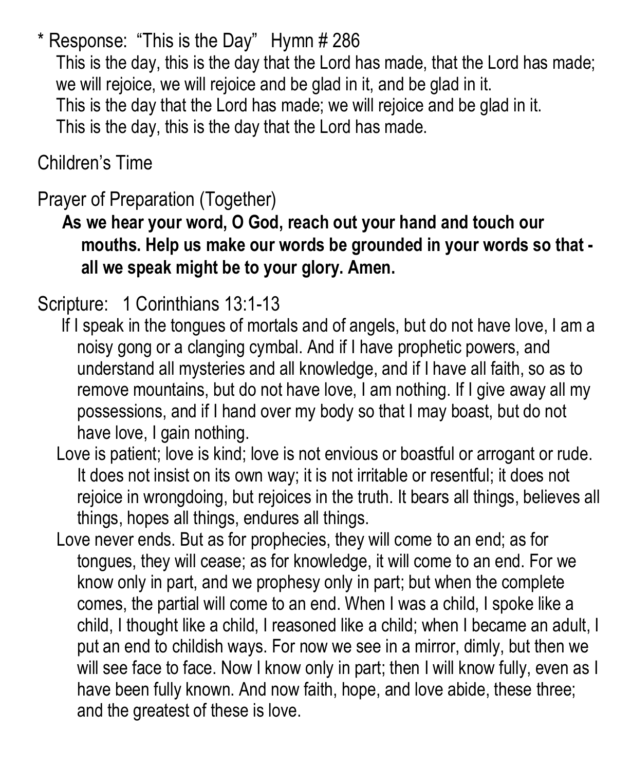\* Response: "This is the Day" Hymn # 286

This is the day, this is the day that the Lord has made, that the Lord has made;
we will rejoice, we will rejoice and be glad in it, and be glad in it.
This is the day that the Lord has made; we will rejoice and be glad in it.
This is the day, this is the day that the Lord has made.

Children's Time

Prayer of Preparation (Together)

**As we hear your word, O God, reach out your hand and touch our mouths. Help us make our words be grounded in your words so that - all we speak might be to your glory. Amen.**

Scripture: 1 Corinthians 13:1-13

If I speak in the tongues of mortals and of angels, but do not have love, I am a noisy gong or a clanging cymbal. And if I have prophetic powers, and understand all mysteries and all knowledge, and if I have all faith, so as to remove mountains, but do not have love, I am nothing. If I give away all my possessions, and if I hand over my body so that I may boast, but do not have love, I gain nothing.

Love is patient; love is kind; love is not envious or boastful or arrogant or rude. It does not insist on its own way; it is not irritable or resentful; it does not rejoice in wrongdoing, but rejoices in the truth. It bears all things, believes all things, hopes all things, endures all things.

Love never ends. But as for prophecies, they will come to an end; as for tongues, they will cease; as for knowledge, it will come to an end. For we know only in part, and we prophesy only in part; but when the complete comes, the partial will come to an end. When I was a child, I spoke like a child, I thought like a child, I reasoned like a child; when I became an adult, I put an end to childish ways. For now we see in a mirror, dimly, but then we will see face to face. Now I know only in part; then I will know fully, even as I have been fully known. And now faith, hope, and love abide, these three; and the greatest of these is love.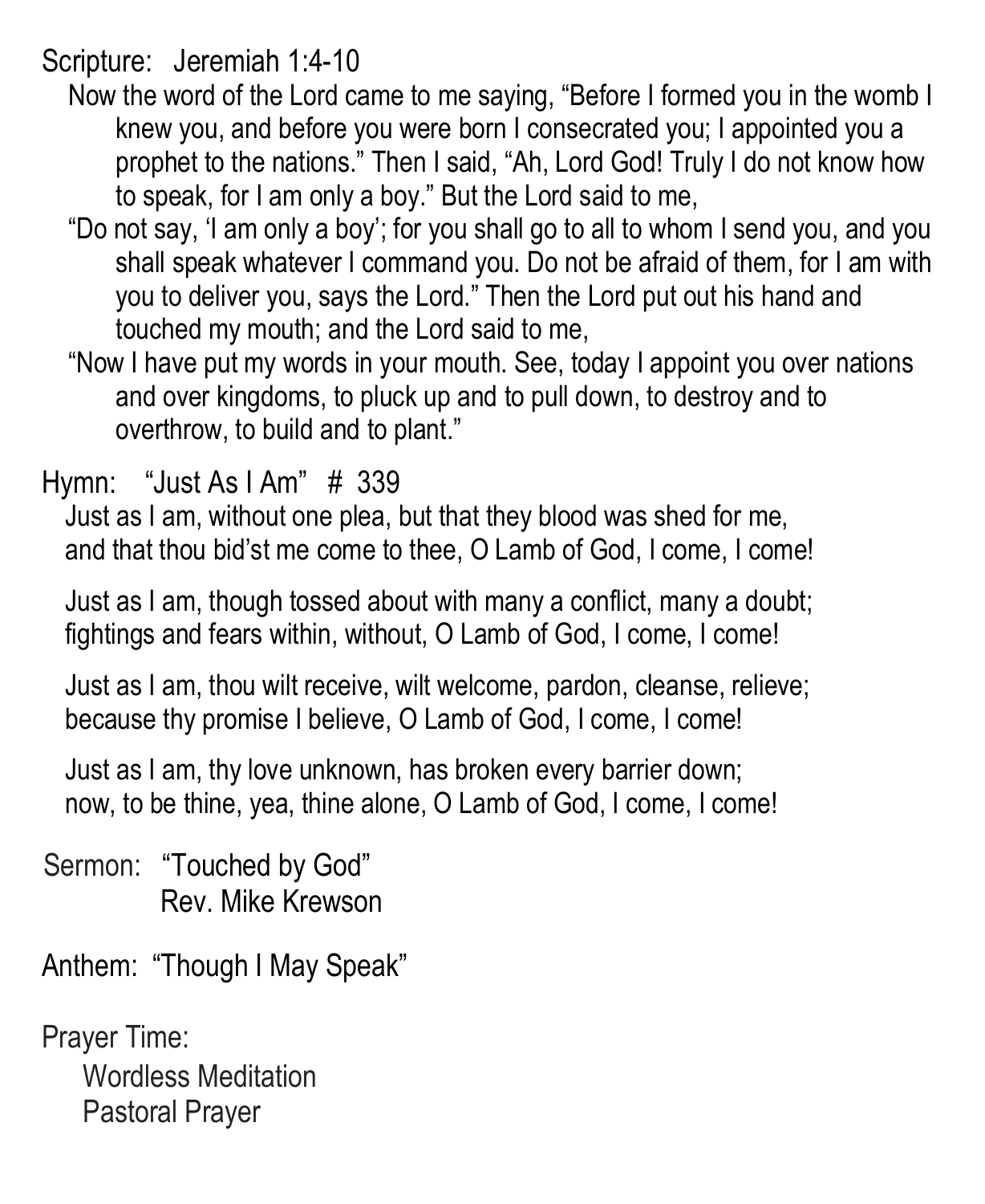Scripture: Jeremiah 1:4-10

Now the word of the Lord came to me saying, "Before I formed you in the womb I knew you, and before you were born I consecrated you; I appointed you a prophet to the nations." Then I said, "Ah, Lord God! Truly I do not know how to speak, for I am only a boy." But the Lord said to me,

"Do not say, 'I am only a boy'; for you shall go to all to whom I send you, and you shall speak whatever I command you. Do not be afraid of them, for I am with you to deliver you, says the Lord." Then the Lord put out his hand and touched my mouth; and the Lord said to me,

"Now I have put my words in your mouth. See, today I appoint you over nations and over kingdoms, to pluck up and to pull down, to destroy and to overthrow, to build and to plant."

Hymn: "Just As I Am" # 339

Just as I am, without one plea, but that they blood was shed for me,
and that thou bid'st me come to thee, O Lamb of God, I come, I come!

Just as I am, though tossed about with many a conflict, many a doubt;
fightings and fears within, without, O Lamb of God, I come, I come!

Just as I am, thou wilt receive, wilt welcome, pardon, cleanse, relieve;
because thy promise I believe, O Lamb of God, I come, I come!

Just as I am, thy love unknown, has broken every barrier down;
now, to be thine, yea, thine alone, O Lamb of God, I come, I come!

Sermon: "Touched by God"
Rev. Mike Krewson

Anthem: "Though I May Speak"

Prayer Time:
- Wordless Meditation
- Pastoral Prayer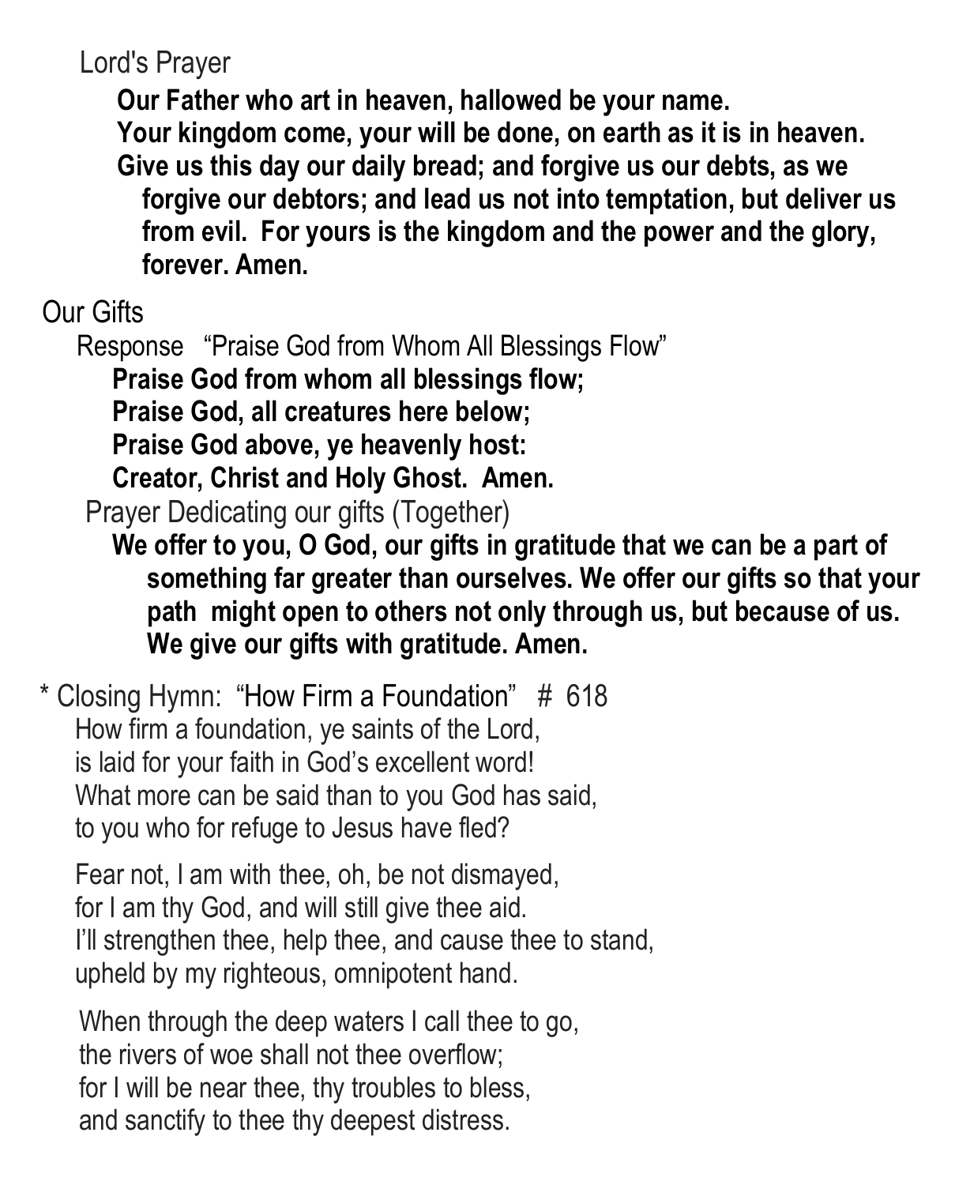Lord's Prayer

**Our Father who art in heaven, hallowed be your name.**
**Your kingdom come, your will be done, on earth as it is in heaven.**
**Give us this day our daily bread; and forgive us our debts, as we forgive our debtors; and lead us not into temptation, but deliver us from evil. For yours is the kingdom and the power and the glory, forever. Amen.**

Our Gifts

Response "Praise God from Whom All Blessings Flow"

**Praise God from whom all blessings flow;**
**Praise God, all creatures here below;**
**Praise God above, ye heavenly host:**
**Creator, Christ and Holy Ghost. Amen.**

Prayer Dedicating our gifts (Together)

**We offer to you, O God, our gifts in gratitude that we can be a part of something far greater than ourselves. We offer our gifts so that your path might open to others not only through us, but because of us. We give our gifts with gratitude. Amen.**

* Closing Hymn: "How Firm a Foundation" # 618

How firm a foundation, ye saints of the Lord,
is laid for your faith in God's excellent word!
What more can be said than to you God has said,
to you who for refuge to Jesus have fled?

Fear not, I am with thee, oh, be not dismayed,
for I am thy God, and will still give thee aid.
I'll strengthen thee, help thee, and cause thee to stand,
upheld by my righteous, omnipotent hand.

When through the deep waters I call thee to go,
the rivers of woe shall not thee overflow;
for I will be near thee, thy troubles to bless,
and sanctify to thee thy deepest distress.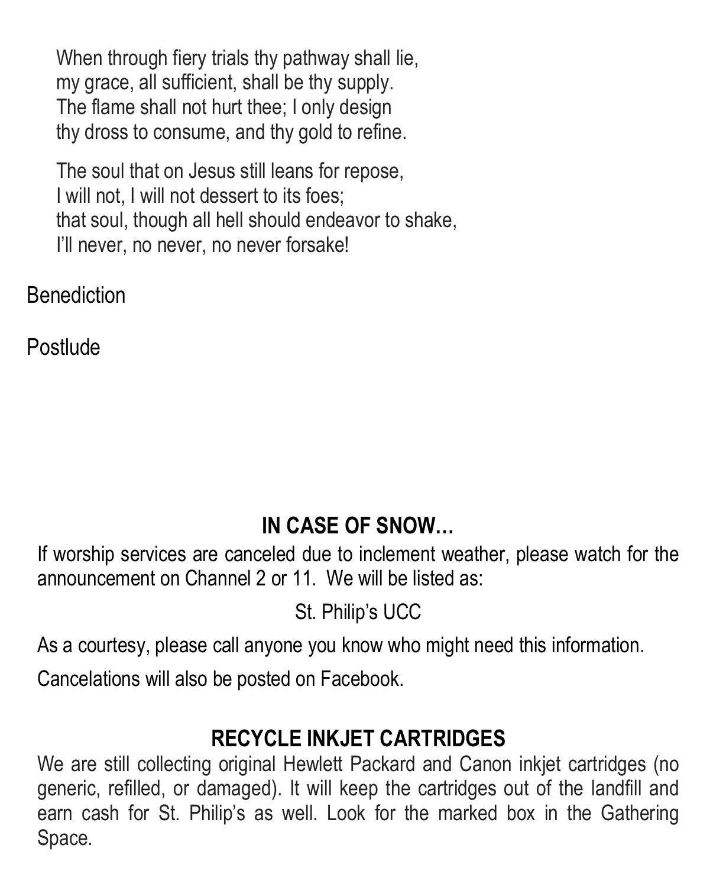When through fiery trials thy pathway shall lie,
my grace, all sufficient, shall be thy supply.
The flame shall not hurt thee; I only design
thy dross to consume, and thy gold to refine.

The soul that on Jesus still leans for repose,
I will not, I will not dessert to its foes;
that soul, though all hell should endeavor to shake,
I'll never, no never, no never forsake!

Benediction

Postlude

## IN CASE OF SNOW…

If worship services are canceled due to inclement weather, please watch for the announcement on Channel 2 or 11. We will be listed as:

St. Philip's UCC

As a courtesy, please call anyone you know who might need this information.

Cancelations will also be posted on Facebook.

## RECYCLE INKJET CARTRIDGES

We are still collecting original Hewlett Packard and Canon inkjet cartridges (no generic, refilled, or damaged). It will keep the cartridges out of the landfill and earn cash for St. Philip's as well. Look for the marked box in the Gathering Space.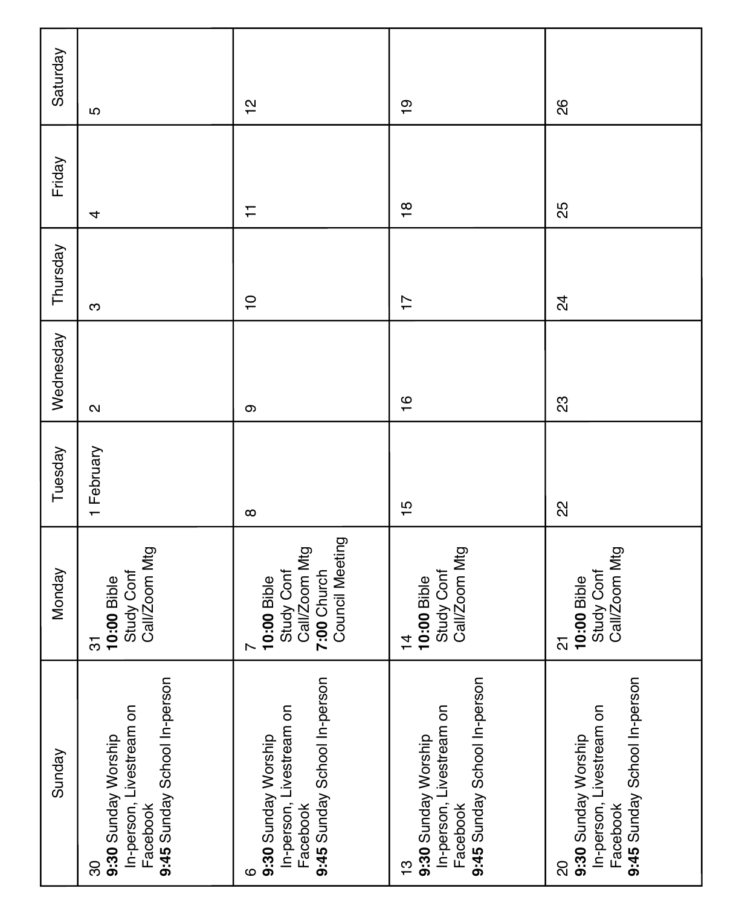| Sunday | Monday | Tuesday | Wednesday | Thursday | Friday | Saturday |
|---|---|---|---|---|---|---|
| 30<br>**9:30** Sunday Worship In-person, Livestream on Facebook<br>**9:45** Sunday School In-person | 31<br>**10:00** Bible Study Conf Call/Zoom Mtg | 1 February | 2 | 3 | 4 | 5 |
| 6<br>**9:30** Sunday Worship In-person, Livestream on Facebook<br>**9:45** Sunday School In-person | 7<br>**10:00** Bible Study Conf Call/Zoom Mtg<br>**7:00** Church Council Meeting | 8 | 9 | 10 | 11 | 12 |
| 13<br>**9:30** Sunday Worship In-person, Livestream on Facebook<br>**9:45** Sunday School In-person | 14<br>**10:00** Bible Study Conf Call/Zoom Mtg | 15 | 16 | 17 | 18 | 19 |
| 20<br>**9:30** Sunday Worship In-person, Livestream on Facebook<br>**9:45** Sunday School In-person | 21<br>**10:00** Bible Study Conf Call/Zoom Mtg | 22 | 23 | 24 | 25 | 26 |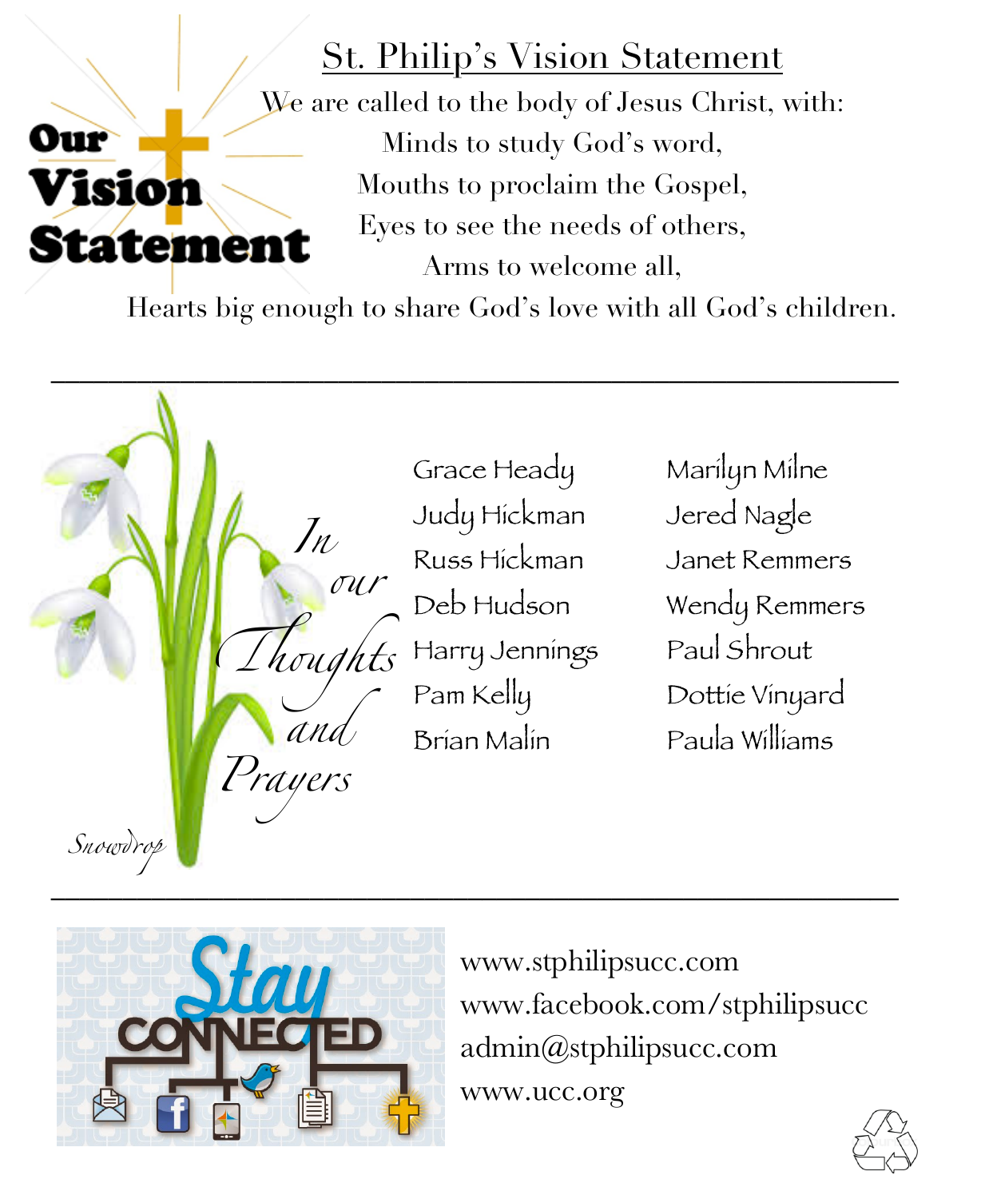Our Vision Statement

## St. Philip's Vision Statement

We are called to the body of Jesus Christ, with:

Minds to study God's word,

Mouths to proclaim the Gospel,

Eyes to see the needs of others,

Arms to welcome all,

Hearts big enough to share God's love with all God's children.

---

*In our Thoughts and Prayers*

- Grace Heady
- Judy Hickman
- Russ Hickman
- Deb Hudson
- Harry Jennings
- Pam Kelly
- Brian Malin
- Marilyn Milne
- Jered Nagle
- Janet Remmers
- Wendy Remmers
- Paul Shrout
- Dottie Vinyard
- Paula Williams

*Snowdrop*

---

Stay CONNECTED

www.stphilipsucc.com

www.facebook.com/stphilipsucc

admin@stphilipsucc.com

www.ucc.org